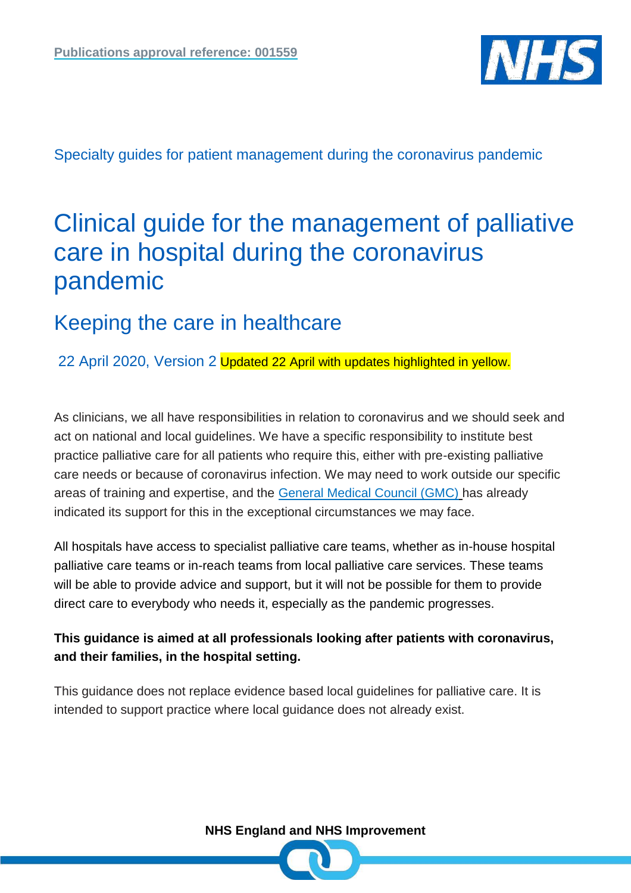Publications approval reference: 001559

Specialty guides for patient management during the coronavirus pandemic

# Clinical guide for the management of palliative care in hospital during the coronavirus pandemic

## Keeping the care in healthcare

22 April 2020, Version 2 Updated 22 April with updates highlighted in yellow.

As clinicians, we all have responsibilities in relation to coronavirus and we should seek and act on national and local guidelines. We have a specific responsibility to institute best practice palliative care for all patients who require this, either with pre-existing palliative care needs or because of coronavirus infection. We may need to work outside our specific areas of training and expertise, and the General Medical Council (GMC) has already indicated its support for this in the exceptional circumstances we may face.

All hospitals have access to specialist palliative care teams, whether as in-house hospital palliative care teams or in-reach teams from local palliative care services. These teams will be able to provide advice and support, but it will not be possible for them to provide direct care to everybody who needs it, especially as the pandemic progresses.

**This guidance is aimed at all professionals looking after patients with coronavirus, and their families, in the hospital setting.**

This guidance does not replace evidence based local guidelines for palliative care. It is intended to support practice where local guidance does not already exist.

**NHS England and NHS Improvement**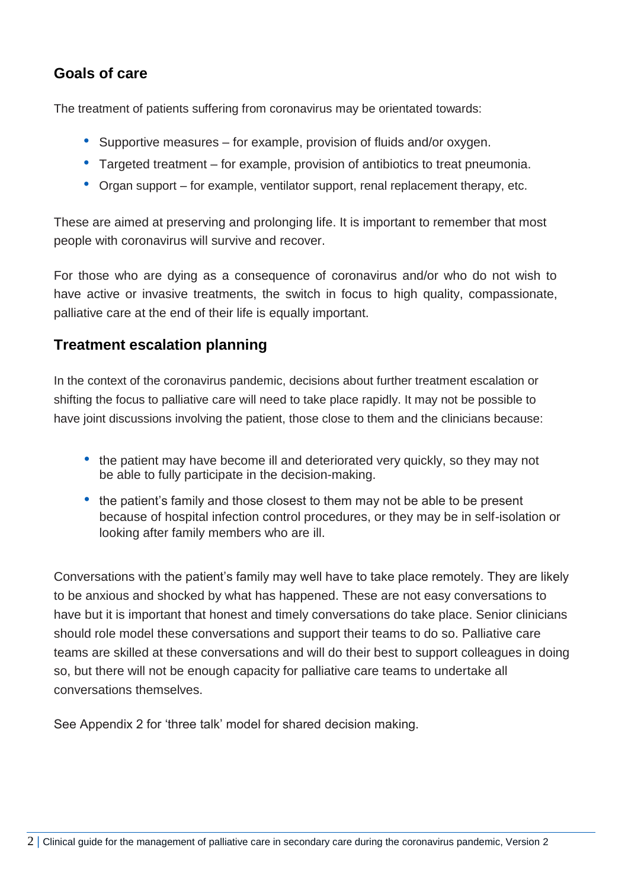## Goals of care

The treatment of patients suffering from coronavirus may be orientated towards:

- Supportive measures – for example, provision of fluids and/or oxygen.
- Targeted treatment – for example, provision of antibiotics to treat pneumonia.
- Organ support – for example, ventilator support, renal replacement therapy, etc.

These are aimed at preserving and prolonging life. It is important to remember that most people with coronavirus will survive and recover.

For those who are dying as a consequence of coronavirus and/or who do not wish to have active or invasive treatments, the switch in focus to high quality, compassionate, palliative care at the end of their life is equally important.

## Treatment escalation planning

In the context of the coronavirus pandemic, decisions about further treatment escalation or shifting the focus to palliative care will need to take place rapidly. It may not be possible to have joint discussions involving the patient, those close to them and the clinicians because:

- the patient may have become ill and deteriorated very quickly, so they may not be able to fully participate in the decision-making.
- the patient's family and those closest to them may not be able to be present because of hospital infection control procedures, or they may be in self-isolation or looking after family members who are ill.

Conversations with the patient's family may well have to take place remotely. They are likely to be anxious and shocked by what has happened. These are not easy conversations to have but it is important that honest and timely conversations do take place. Senior clinicians should role model these conversations and support their teams to do so. Palliative care teams are skilled at these conversations and will do their best to support colleagues in doing so, but there will not be enough capacity for palliative care teams to undertake all conversations themselves.

See Appendix 2 for 'three talk' model for shared decision making.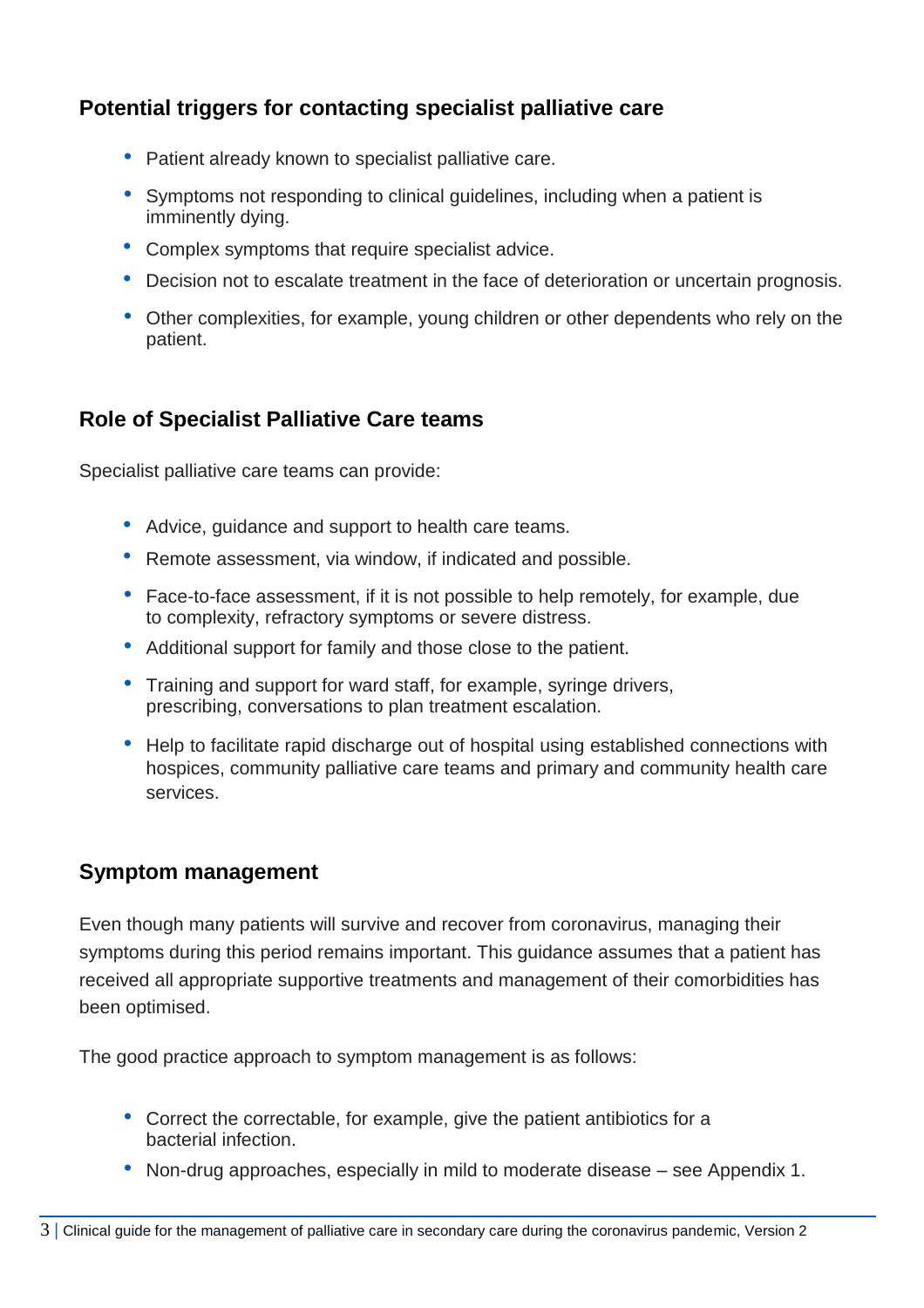## Potential triggers for contacting specialist palliative care

- Patient already known to specialist palliative care.
- Symptoms not responding to clinical guidelines, including when a patient is imminently dying.
- Complex symptoms that require specialist advice.
- Decision not to escalate treatment in the face of deterioration or uncertain prognosis.
- Other complexities, for example, young children or other dependents who rely on the patient.

## Role of Specialist Palliative Care teams

Specialist palliative care teams can provide:

- Advice, guidance and support to health care teams.
- Remote assessment, via window, if indicated and possible.
- Face-to-face assessment, if it is not possible to help remotely, for example, due to complexity, refractory symptoms or severe distress.
- Additional support for family and those close to the patient.
- Training and support for ward staff, for example, syringe drivers, prescribing, conversations to plan treatment escalation.
- Help to facilitate rapid discharge out of hospital using established connections with hospices, community palliative care teams and primary and community health care services.

## Symptom management

Even though many patients will survive and recover from coronavirus, managing their symptoms during this period remains important. This guidance assumes that a patient has received all appropriate supportive treatments and management of their comorbidities has been optimised.

The good practice approach to symptom management is as follows:

- Correct the correctable, for example, give the patient antibiotics for a bacterial infection.
- Non-drug approaches, especially in mild to moderate disease – see Appendix 1.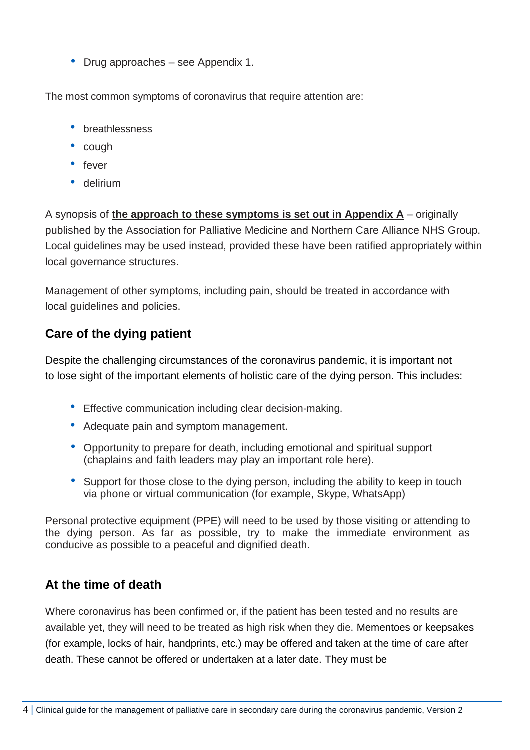- Drug approaches – see Appendix 1.

The most common symptoms of coronavirus that require attention are:

- breathlessness
- cough
- fever
- delirium

A synopsis of **the approach to these symptoms is set out in Appendix A** – originally published by the Association for Palliative Medicine and Northern Care Alliance NHS Group. Local guidelines may be used instead, provided these have been ratified appropriately within local governance structures.

Management of other symptoms, including pain, should be treated in accordance with local guidelines and policies.

## Care of the dying patient

Despite the challenging circumstances of the coronavirus pandemic, it is important not to lose sight of the important elements of holistic care of the dying person. This includes:

- Effective communication including clear decision-making.
- Adequate pain and symptom management.
- Opportunity to prepare for death, including emotional and spiritual support (chaplains and faith leaders may play an important role here).
- Support for those close to the dying person, including the ability to keep in touch via phone or virtual communication (for example, Skype, WhatsApp)

Personal protective equipment (PPE) will need to be used by those visiting or attending to the dying person. As far as possible, try to make the immediate environment as conducive as possible to a peaceful and dignified death.

## At the time of death

Where coronavirus has been confirmed or, if the patient has been tested and no results are available yet, they will need to be treated as high risk when they die. Mementoes or keepsakes (for example, locks of hair, handprints, etc.) may be offered and taken at the time of care after death. These cannot be offered or undertaken at a later date. They must be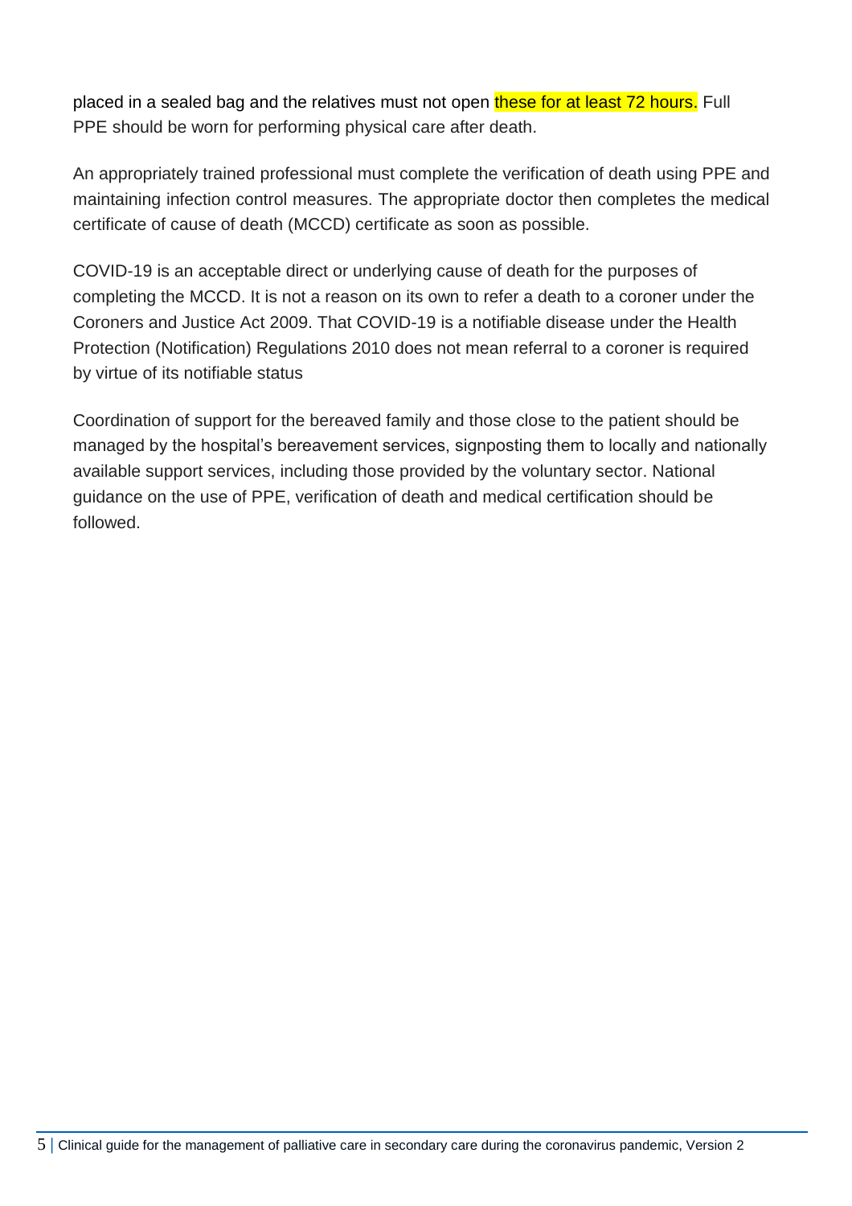placed in a sealed bag and the relatives must not open these for at least 72 hours. Full PPE should be worn for performing physical care after death.

An appropriately trained professional must complete the verification of death using PPE and maintaining infection control measures. The appropriate doctor then completes the medical certificate of cause of death (MCCD) certificate as soon as possible.

COVID-19 is an acceptable direct or underlying cause of death for the purposes of completing the MCCD. It is not a reason on its own to refer a death to a coroner under the Coroners and Justice Act 2009. That COVID-19 is a notifiable disease under the Health Protection (Notification) Regulations 2010 does not mean referral to a coroner is required by virtue of its notifiable status

Coordination of support for the bereaved family and those close to the patient should be managed by the hospital's bereavement services, signposting them to locally and nationally available support services, including those provided by the voluntary sector. National guidance on the use of PPE, verification of death and medical certification should be followed.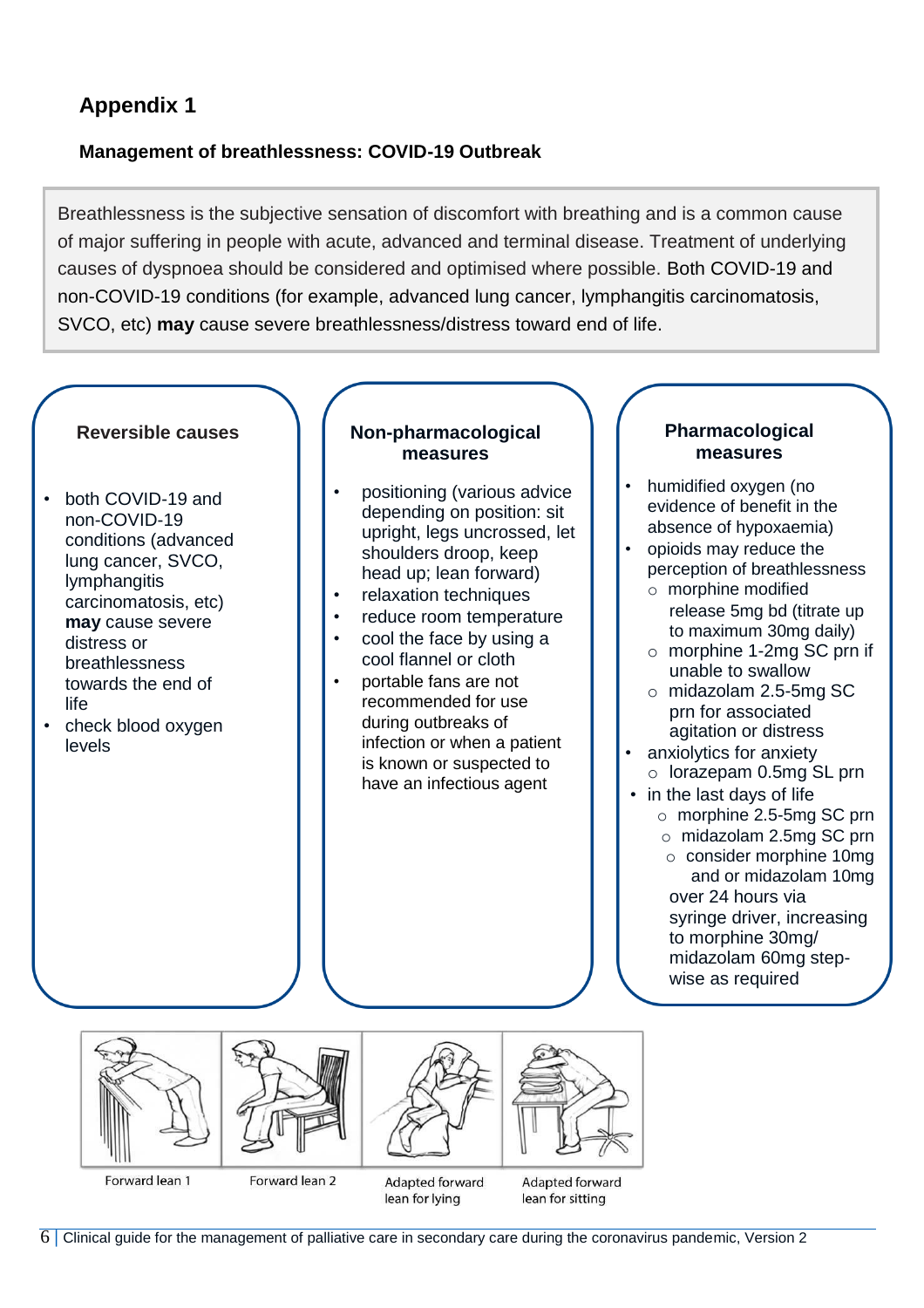# Appendix 1

## Management of breathlessness: COVID-19 Outbreak

Breathlessness is the subjective sensation of discomfort with breathing and is a common cause of major suffering in people with acute, advanced and terminal disease. Treatment of underlying causes of dyspnoea should be considered and optimised where possible. Both COVID-19 and non-COVID-19 conditions (for example, advanced lung cancer, lymphangitis carcinomatosis, SVCO, etc) **may** cause severe breathlessness/distress toward end of life.

### Reversible causes

- both COVID-19 and non-COVID-19 conditions (advanced lung cancer, SVCO, lymphangitis carcinomatosis, etc) **may** cause severe distress or breathlessness towards the end of life
- check blood oxygen levels

### Non-pharmacological measures

- positioning (various advice depending on position: sit upright, legs uncrossed, let shoulders droop, keep head up; lean forward)
- relaxation techniques
- reduce room temperature
- cool the face by using a cool flannel or cloth
- portable fans are not recommended for use during outbreaks of infection or when a patient is known or suspected to have an infectious agent

### Pharmacological measures

- humidified oxygen (no evidence of benefit in the absence of hypoxaemia)
- opioids may reduce the perception of breathlessness
  - morphine modified release 5mg bd (titrate up to maximum 30mg daily)
  - morphine 1-2mg SC prn if unable to swallow
  - midazolam 2.5-5mg SC prn for associated agitation or distress
- anxiolytics for anxiety
  - lorazepam 0.5mg SL prn
- in the last days of life
  - morphine 2.5-5mg SC prn
  - midazolam 2.5mg SC prn
  - consider morphine 10mg and or midazolam 10mg over 24 hours via syringe driver, increasing to morphine 30mg/ midazolam 60mg step-wise as required

Forward lean 1 | Forward lean 2 | Adapted forward lean for lying | Adapted forward lean for sitting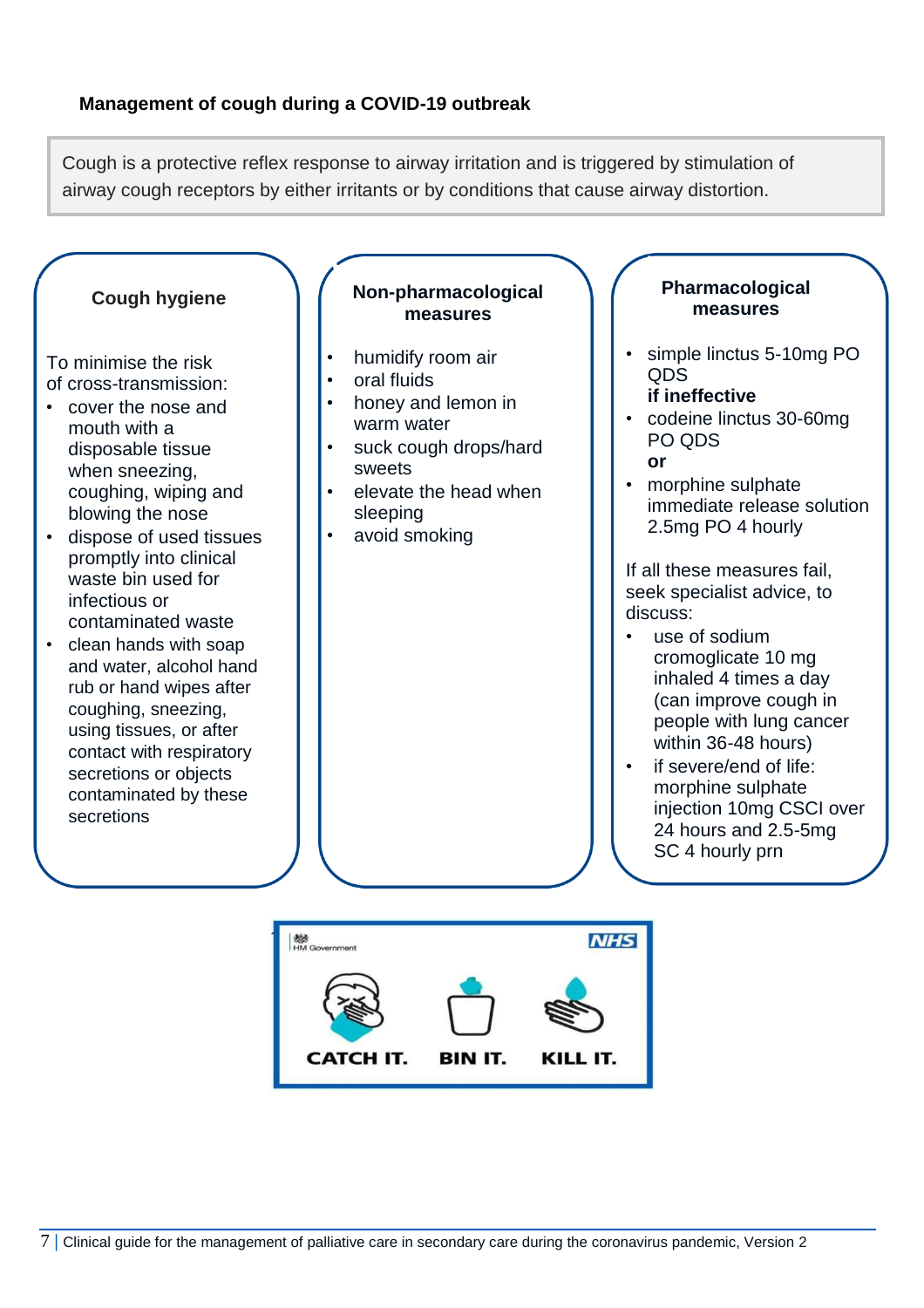## Management of cough during a COVID-19 outbreak

Cough is a protective reflex response to airway irritation and is triggered by stimulation of airway cough receptors by either irritants or by conditions that cause airway distortion.

### Cough hygiene

To minimise the risk of cross-transmission:

- cover the nose and mouth with a disposable tissue when sneezing, coughing, wiping and blowing the nose
- dispose of used tissues promptly into clinical waste bin used for infectious or contaminated waste
- clean hands with soap and water, alcohol hand rub or hand wipes after coughing, sneezing, using tissues, or after contact with respiratory secretions or objects contaminated by these secretions

### Non-pharmacological measures

- humidify room air
- oral fluids
- honey and lemon in warm water
- suck cough drops/hard sweets
- elevate the head when sleeping
- avoid smoking

### Pharmacological measures

- simple linctus 5-10mg PO QDS

  **if ineffective**
- codeine linctus 30-60mg PO QDS

  **or**
- morphine sulphate immediate release solution 2.5mg PO 4 hourly

If all these measures fail, seek specialist advice, to discuss:

- use of sodium cromoglicate 10 mg inhaled 4 times a day (can improve cough in people with lung cancer within 36-48 hours)
- if severe/end of life: morphine sulphate injection 10mg CSCI over 24 hours and 2.5-5mg SC 4 hourly prn

HM Government NHS

CATCH IT. BIN IT. KILL IT.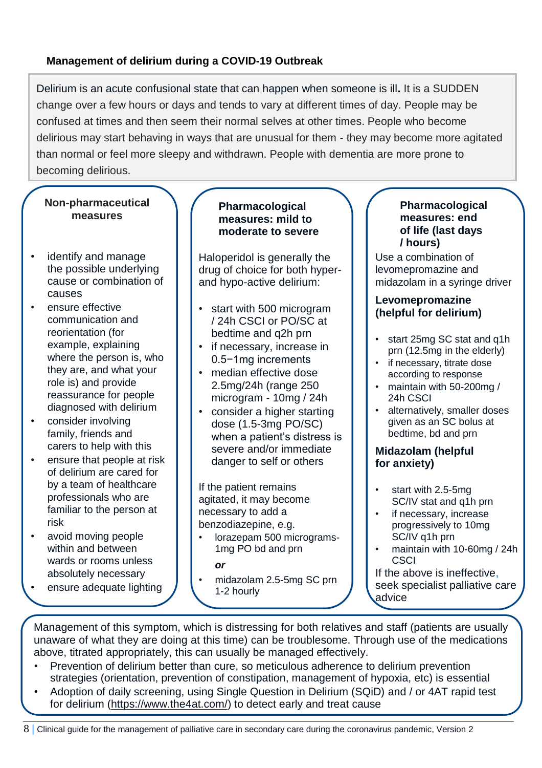## Management of delirium during a COVID-19 Outbreak

Delirium is an acute confusional state that can happen when someone is ill**.** It is a SUDDEN change over a few hours or days and tends to vary at different times of day. People may be confused at times and then seem their normal selves at other times. People who become delirious may start behaving in ways that are unusual for them - they may become more agitated than normal or feel more sleepy and withdrawn. People with dementia are more prone to becoming delirious.

### Non-pharmaceutical measures

- identify and manage the possible underlying cause or combination of causes
- ensure effective communication and reorientation (for example, explaining where the person is, who they are, and what your role is) and provide reassurance for people diagnosed with delirium
- consider involving family, friends and carers to help with this
- ensure that people at risk of delirium are cared for by a team of healthcare professionals who are familiar to the person at risk
- avoid moving people within and between wards or rooms unless absolutely necessary
- ensure adequate lighting

### Pharmacological measures: mild to moderate to severe

Haloperidol is generally the drug of choice for both hyper- and hypo-active delirium:

- start with 500 microgram / 24h CSCI or PO/SC at bedtime and q2h prn
- if necessary, increase in 0.5−1mg increments
- median effective dose 2.5mg/24h (range 250 microgram - 10mg / 24h
- consider a higher starting dose (1.5-3mg PO/SC) when a patient's distress is severe and/or immediate danger to self or others

If the patient remains agitated, it may become necessary to add a benzodiazepine, e.g.

- lorazepam 500 micrograms-1mg PO bd and prn

*or*

- midazolam 2.5-5mg SC prn 1-2 hourly

### Pharmacological measures: end of life (last days / hours)

Use a combination of levomepromazine and midazolam in a syringe driver

**Levomepromazine (helpful for delirium)**

- start 25mg SC stat and q1h prn (12.5mg in the elderly)
- if necessary, titrate dose according to response
- maintain with 50-200mg / 24h CSCI
- alternatively, smaller doses given as an SC bolus at bedtime, bd and prn

**Midazolam (helpful for anxiety)**

- start with 2.5-5mg SC/IV stat and q1h prn
- if necessary, increase progressively to 10mg SC/IV q1h prn
- maintain with 10-60mg / 24h CSCI

If the above is ineffective, seek specialist palliative care advice

Management of this symptom, which is distressing for both relatives and staff (patients are usually unaware of what they are doing at this time) can be troublesome. Through use of the medications above, titrated appropriately, this can usually be managed effectively.

- Prevention of delirium better than cure, so meticulous adherence to delirium prevention strategies (orientation, prevention of constipation, management of hypoxia, etc) is essential
- Adoption of daily screening, using Single Question in Delirium (SQiD) and / or 4AT rapid test for delirium (https://www.the4at.com/) to detect early and treat cause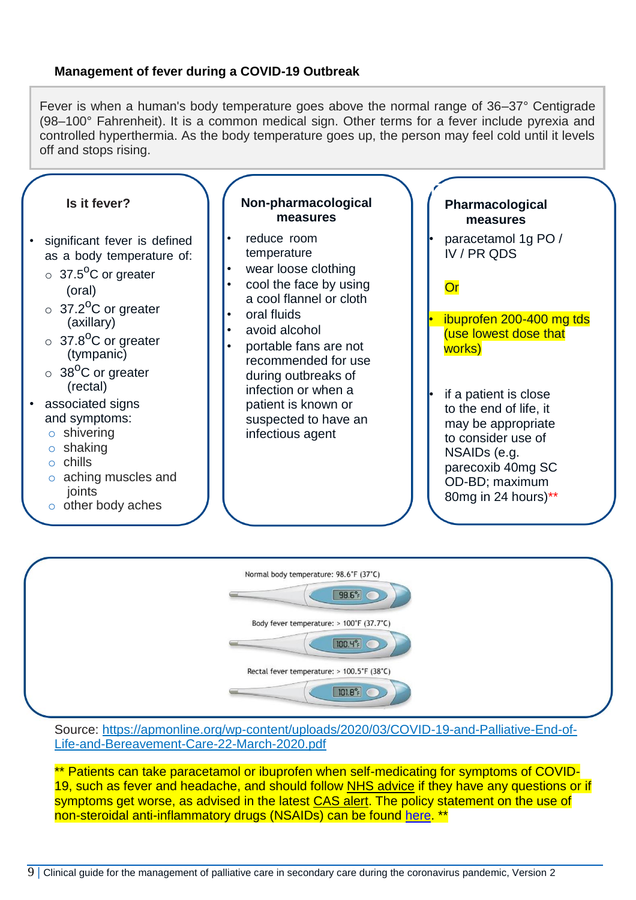## Management of fever during a COVID-19 Outbreak

Fever is when a human's body temperature goes above the normal range of 36–37° Centigrade (98–100° Fahrenheit). It is a common medical sign. Other terms for a fever include pyrexia and controlled hyperthermia. As the body temperature goes up, the person may feel cold until it levels off and stops rising.

### Is it fever?

- significant fever is defined as a body temperature of:
  - 37.5$^{O}$C or greater (oral)
  - 37.2$^{O}$C or greater (axillary)
  - 37.8$^{O}$C or greater (tympanic)
  - 38$^{O}$C or greater (rectal)
- associated signs and symptoms:
  - shivering
  - shaking
  - chills
  - aching muscles and joints
  - other body aches

### Non-pharmacological measures

- reduce room temperature
- wear loose clothing
- cool the face by using a cool flannel or cloth
- oral fluids
- avoid alcohol
- portable fans are not recommended for use during outbreaks of infection or when a patient is known or suspected to have an infectious agent

### Pharmacological measures

- paracetamol 1g PO / IV / PR QDS

Or

- ibuprofen 200-400 mg tds (use lowest dose that works)

- if a patient is close to the end of life, it may be appropriate to consider use of NSAIDs (e.g. parecoxib 40mg SC OD-BD; maximum 80mg in 24 hours)**

Normal body temperature: 98.6°F (37°C)

98.6°F

Body fever temperature: > 100°F (37.7°C)

100.4°F

Rectal fever temperature: > 100.5°F (38°C)

101.8°F

Source: https://apmonline.org/wp-content/uploads/2020/03/COVID-19-and-Palliative-End-of-Life-and-Bereavement-Care-22-March-2020.pdf

** Patients can take paracetamol or ibuprofen when self-medicating for symptoms of COVID-19, such as fever and headache, and should follow NHS advice if they have any questions or if symptoms get worse, as advised in the latest CAS alert. The policy statement on the use of non-steroidal anti-inflammatory drugs (NSAIDs) can be found here. **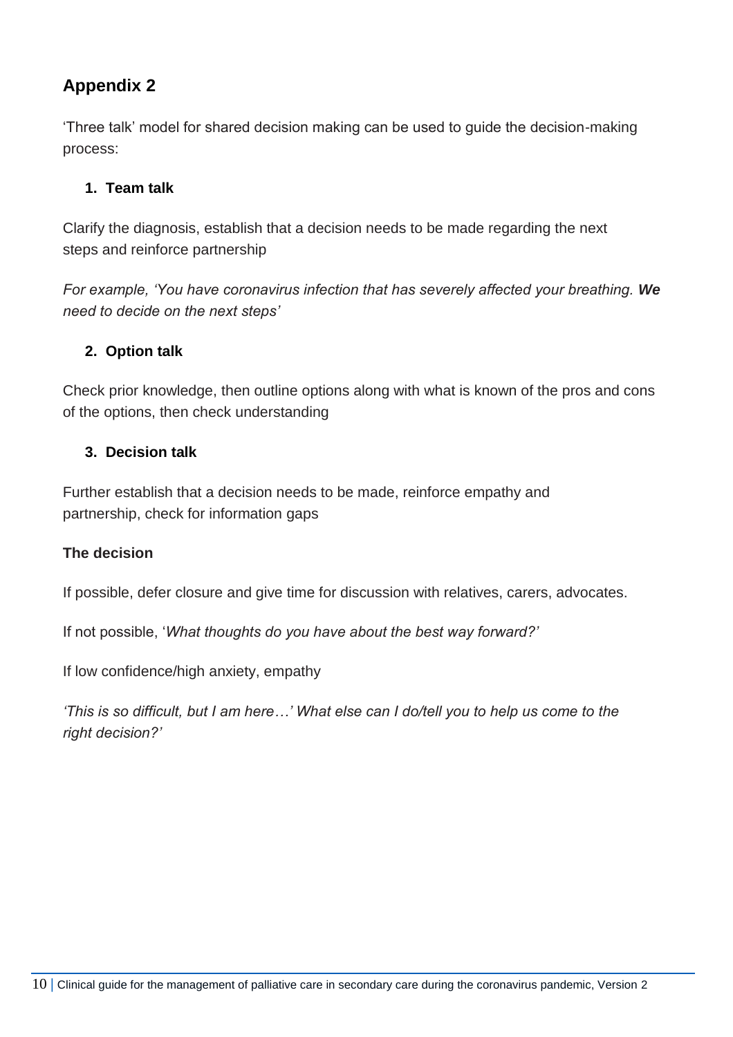## Appendix 2

'Three talk' model for shared decision making can be used to guide the decision-making process:

1. **Team talk**

Clarify the diagnosis, establish that a decision needs to be made regarding the next steps and reinforce partnership

*For example, 'You have coronavirus infection that has severely affected your breathing.* ***We*** *need to decide on the next steps'*

2. **Option talk**

Check prior knowledge, then outline options along with what is known of the pros and cons of the options, then check understanding

3. **Decision talk**

Further establish that a decision needs to be made, reinforce empathy and partnership, check for information gaps

**The decision**

If possible, defer closure and give time for discussion with relatives, carers, advocates.

If not possible, '*What thoughts do you have about the best way forward?'*

If low confidence/high anxiety, empathy

*'This is so difficult, but I am here…' What else can I do/tell you to help us come to the right decision?'*